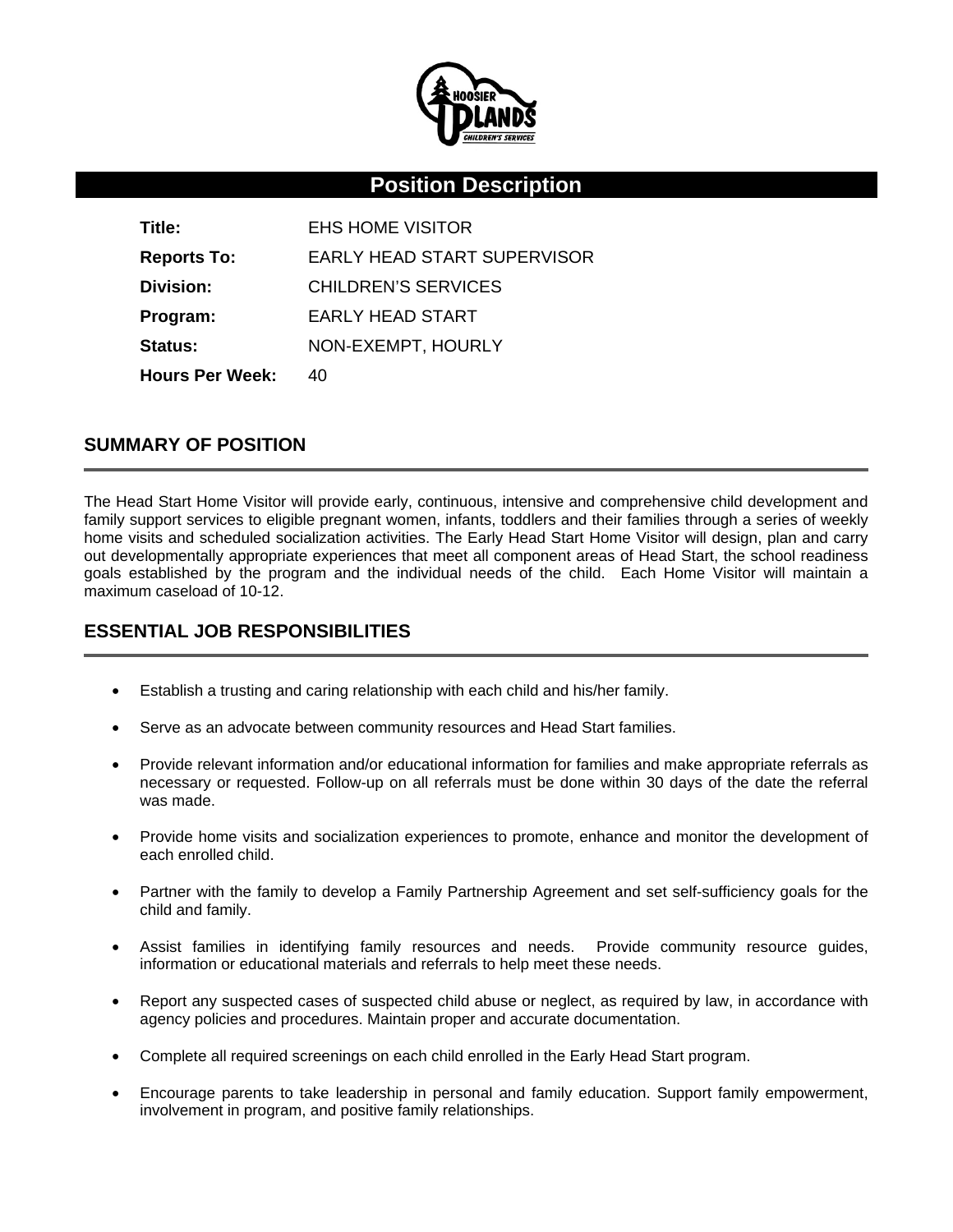# Position Description

| | |
|---|---|
| **Title:** | EHS HOME VISITOR |
| **Reports To:** | EARLY HEAD START SUPERVISOR |
| **Division:** | CHILDREN'S SERVICES |
| **Program:** | EARLY HEAD START |
| **Status:** | NON-EXEMPT, HOURLY |
| **Hours Per Week:** | 40 |

## SUMMARY OF POSITION

The Head Start Home Visitor will provide early, continuous, intensive and comprehensive child development and family support services to eligible pregnant women, infants, toddlers and their families through a series of weekly home visits and scheduled socialization activities. The Early Head Start Home Visitor will design, plan and carry out developmentally appropriate experiences that meet all component areas of Head Start, the school readiness goals established by the program and the individual needs of the child. Each Home Visitor will maintain a maximum caseload of 10-12.

## ESSENTIAL JOB RESPONSIBILITIES

- Establish a trusting and caring relationship with each child and his/her family.
- Serve as an advocate between community resources and Head Start families.
- Provide relevant information and/or educational information for families and make appropriate referrals as necessary or requested. Follow-up on all referrals must be done within 30 days of the date the referral was made.
- Provide home visits and socialization experiences to promote, enhance and monitor the development of each enrolled child.
- Partner with the family to develop a Family Partnership Agreement and set self-sufficiency goals for the child and family.
- Assist families in identifying family resources and needs. Provide community resource guides, information or educational materials and referrals to help meet these needs.
- Report any suspected cases of suspected child abuse or neglect, as required by law, in accordance with agency policies and procedures. Maintain proper and accurate documentation.
- Complete all required screenings on each child enrolled in the Early Head Start program.
- Encourage parents to take leadership in personal and family education. Support family empowerment, involvement in program, and positive family relationships.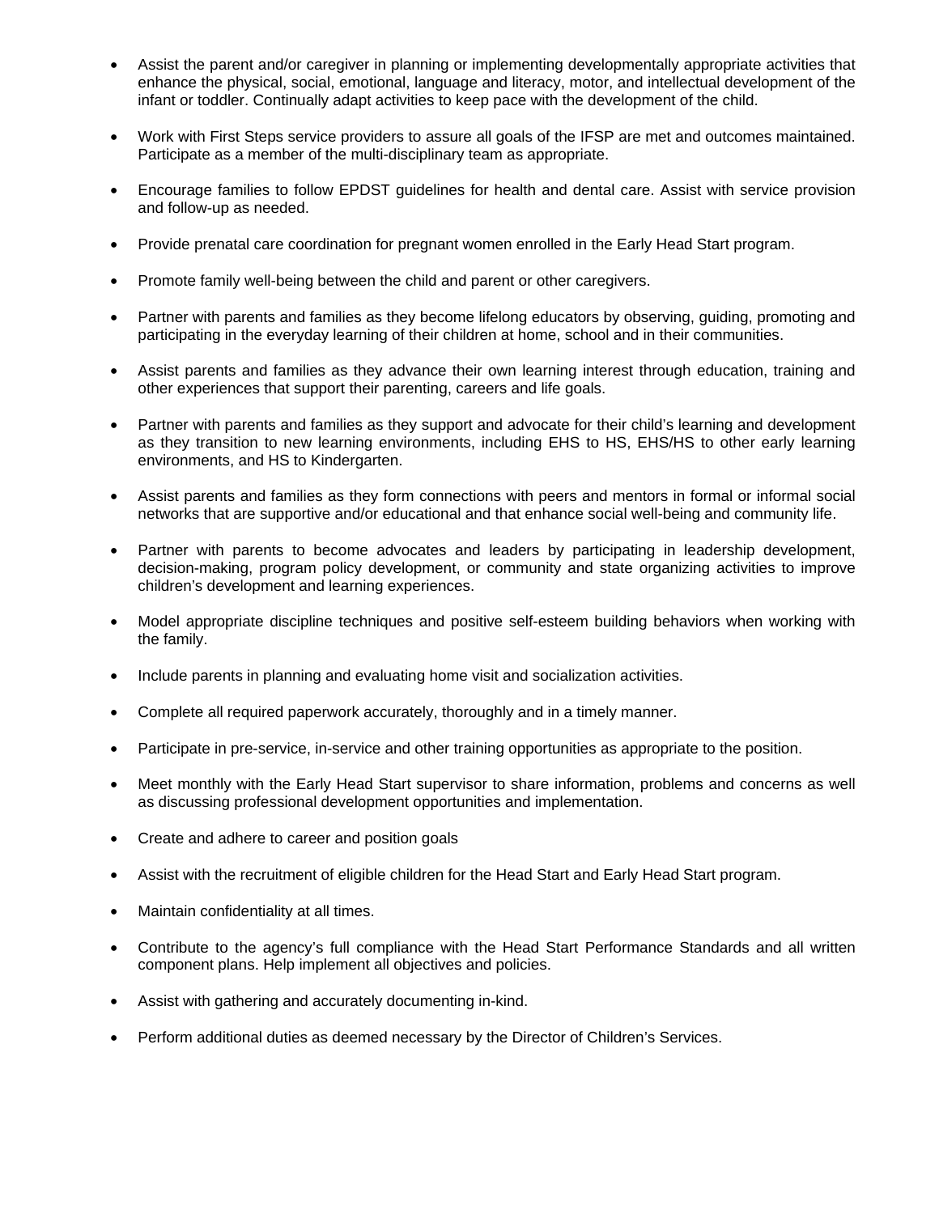- Assist the parent and/or caregiver in planning or implementing developmentally appropriate activities that enhance the physical, social, emotional, language and literacy, motor, and intellectual development of the infant or toddler. Continually adapt activities to keep pace with the development of the child.

- Work with First Steps service providers to assure all goals of the IFSP are met and outcomes maintained. Participate as a member of the multi-disciplinary team as appropriate.

- Encourage families to follow EPDST guidelines for health and dental care. Assist with service provision and follow-up as needed.

- Provide prenatal care coordination for pregnant women enrolled in the Early Head Start program.

- Promote family well-being between the child and parent or other caregivers.

- Partner with parents and families as they become lifelong educators by observing, guiding, promoting and participating in the everyday learning of their children at home, school and in their communities.

- Assist parents and families as they advance their own learning interest through education, training and other experiences that support their parenting, careers and life goals.

- Partner with parents and families as they support and advocate for their child's learning and development as they transition to new learning environments, including EHS to HS, EHS/HS to other early learning environments, and HS to Kindergarten.

- Assist parents and families as they form connections with peers and mentors in formal or informal social networks that are supportive and/or educational and that enhance social well-being and community life.

- Partner with parents to become advocates and leaders by participating in leadership development, decision-making, program policy development, or community and state organizing activities to improve children's development and learning experiences.

- Model appropriate discipline techniques and positive self-esteem building behaviors when working with the family.

- Include parents in planning and evaluating home visit and socialization activities.

- Complete all required paperwork accurately, thoroughly and in a timely manner.

- Participate in pre-service, in-service and other training opportunities as appropriate to the position.

- Meet monthly with the Early Head Start supervisor to share information, problems and concerns as well as discussing professional development opportunities and implementation.

- Create and adhere to career and position goals

- Assist with the recruitment of eligible children for the Head Start and Early Head Start program.

- Maintain confidentiality at all times.

- Contribute to the agency's full compliance with the Head Start Performance Standards and all written component plans. Help implement all objectives and policies.

- Assist with gathering and accurately documenting in-kind.

- Perform additional duties as deemed necessary by the Director of Children's Services.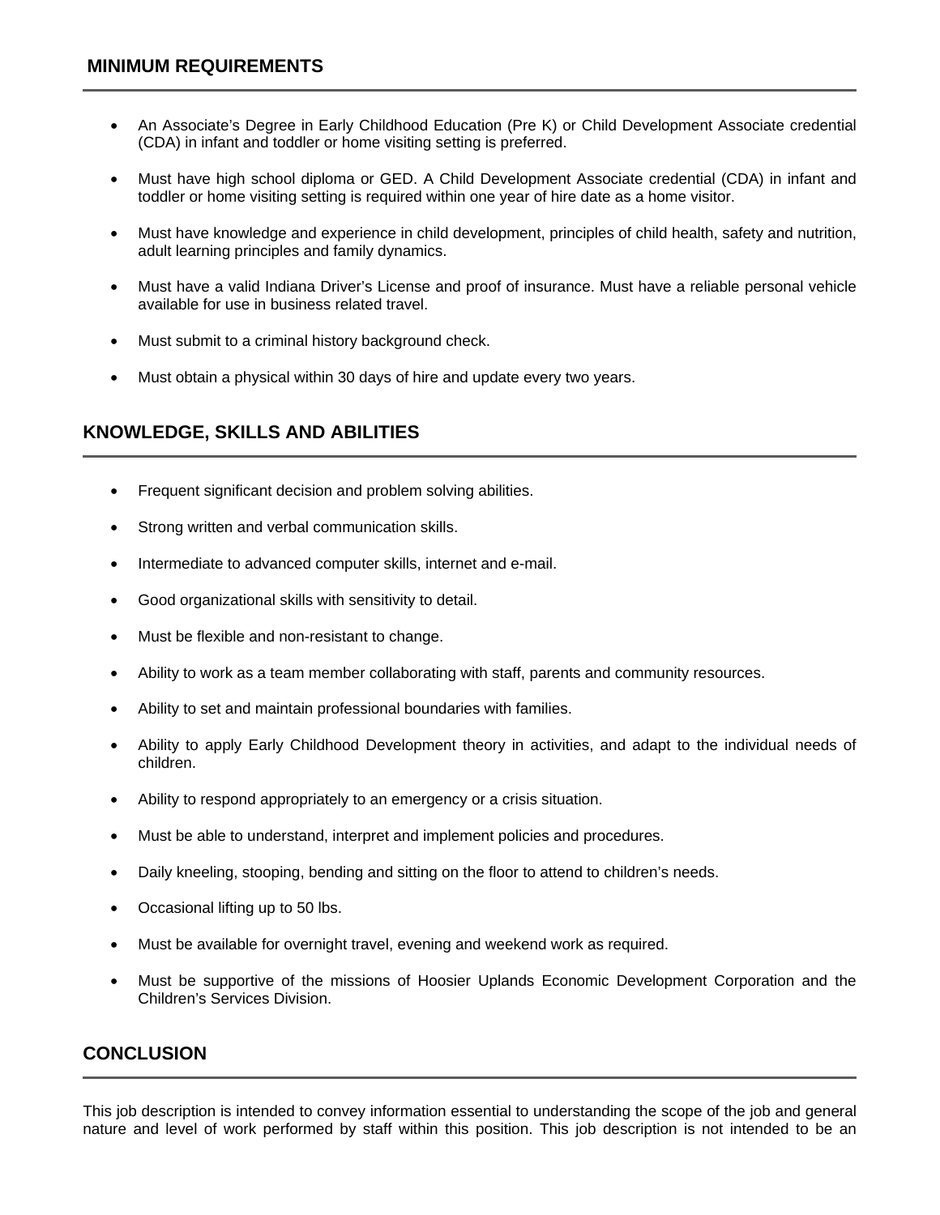## MINIMUM REQUIREMENTS

- An Associate's Degree in Early Childhood Education (Pre K) or Child Development Associate credential (CDA) in infant and toddler or home visiting setting is preferred.
- Must have high school diploma or GED. A Child Development Associate credential (CDA) in infant and toddler or home visiting setting is required within one year of hire date as a home visitor.
- Must have knowledge and experience in child development, principles of child health, safety and nutrition, adult learning principles and family dynamics.
- Must have a valid Indiana Driver's License and proof of insurance. Must have a reliable personal vehicle available for use in business related travel.
- Must submit to a criminal history background check.
- Must obtain a physical within 30 days of hire and update every two years.

## KNOWLEDGE, SKILLS AND ABILITIES

- Frequent significant decision and problem solving abilities.
- Strong written and verbal communication skills.
- Intermediate to advanced computer skills, internet and e-mail.
- Good organizational skills with sensitivity to detail.
- Must be flexible and non-resistant to change.
- Ability to work as a team member collaborating with staff, parents and community resources.
- Ability to set and maintain professional boundaries with families.
- Ability to apply Early Childhood Development theory in activities, and adapt to the individual needs of children.
- Ability to respond appropriately to an emergency or a crisis situation.
- Must be able to understand, interpret and implement policies and procedures.
- Daily kneeling, stooping, bending and sitting on the floor to attend to children's needs.
- Occasional lifting up to 50 lbs.
- Must be available for overnight travel, evening and weekend work as required.
- Must be supportive of the missions of Hoosier Uplands Economic Development Corporation and the Children's Services Division.

## CONCLUSION

This job description is intended to convey information essential to understanding the scope of the job and general nature and level of work performed by staff within this position. This job description is not intended to be an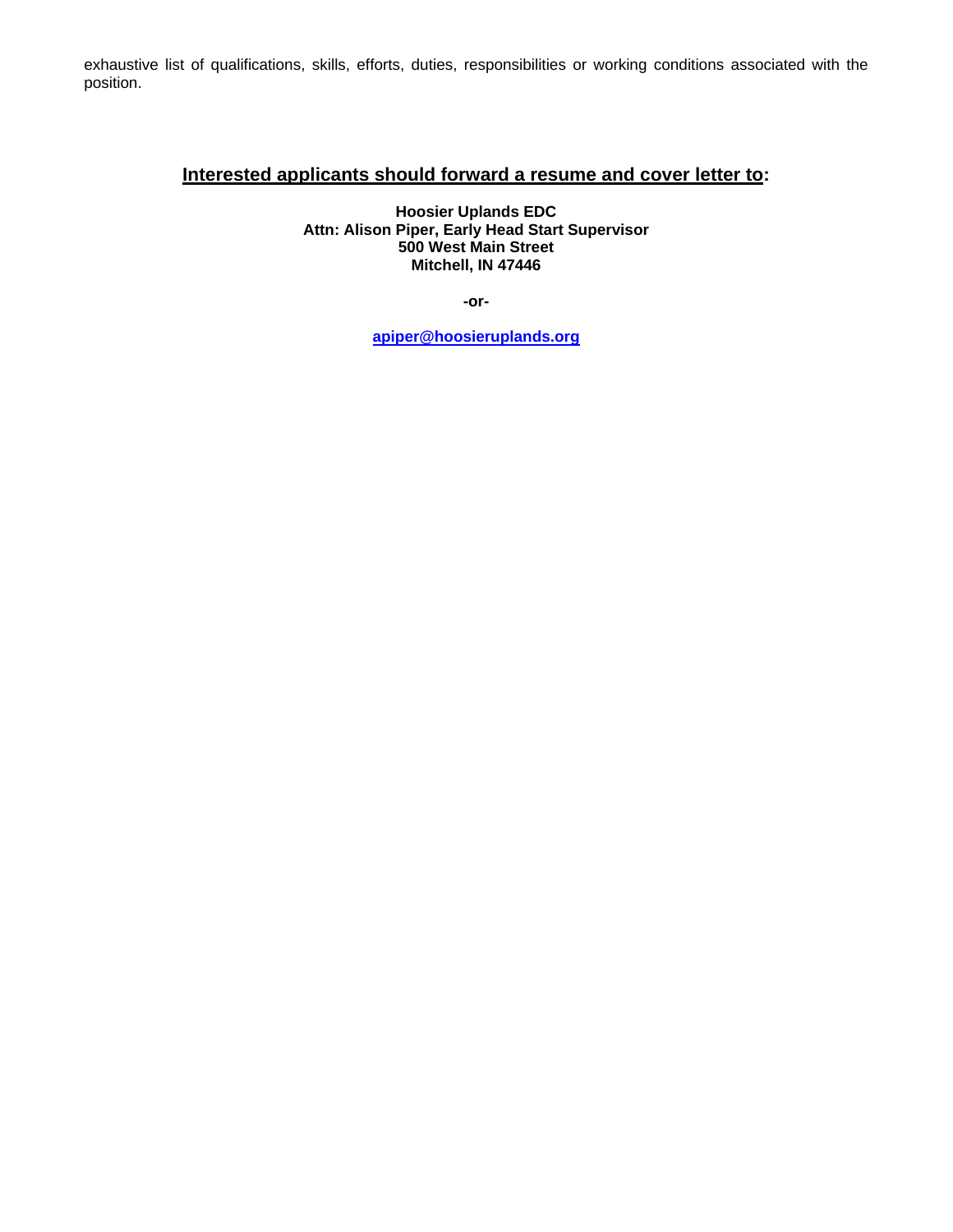exhaustive list of qualifications, skills, efforts, duties, responsibilities or working conditions associated with the position.

## Interested applicants should forward a resume and cover letter to:

**Hoosier Uplands EDC**
**Attn: Alison Piper, Early Head Start Supervisor**
**500 West Main Street**
**Mitchell, IN 47446**

**-or-**

**apiper@hoosieruplands.org**